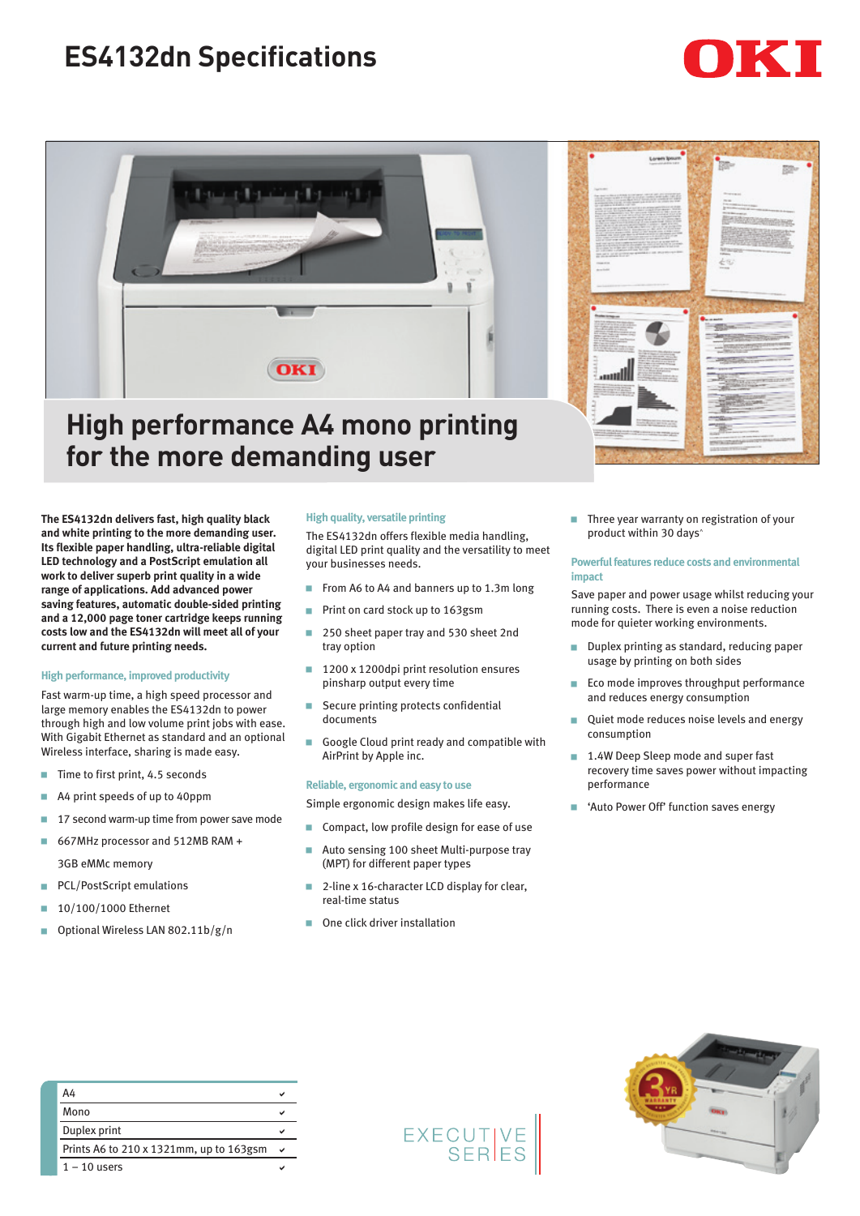# ES4132dn Specifications

## High performance A4 mono printing for the more demanding user

**The ES4132dn delivers fast, high quality black and white printing to the more demanding user. Its flexible paper handling, ultra-reliable digital LED technology and a PostScript emulation all work to deliver superb print quality in a wide range of applications. Add advanced power saving features, automatic double-sided printing and a 12,000 page toner cartridge keeps running costs low and the ES4132dn will meet all of your current and future printing needs.**

### High performance, improved productivity

Fast warm-up time, a high speed processor and large memory enables the ES4132dn to power through high and low volume print jobs with ease. With Gigabit Ethernet as standard and an optional Wireless interface, sharing is made easy.

- Time to first print, 4.5 seconds
- A4 print speeds of up to 40ppm
- 17 second warm-up time from power save mode
- 667MHz processor and 512MB RAM + 3GB eMMc memory
- PCL/PostScript emulations
- 10/100/1000 Ethernet
- Optional Wireless LAN 802.11b/g/n

### High quality, versatile printing

The ES4132dn offers flexible media handling, digital LED print quality and the versatility to meet your businesses needs.

- From A6 to A4 and banners up to 1.3m long
- Print on card stock up to 163gsm
- 250 sheet paper tray and 530 sheet 2nd tray option
- 1200 x 1200dpi print resolution ensures pinsharp output every time
- Secure printing protects confidential documents
- Google Cloud print ready and compatible with AirPrint by Apple inc.

### Reliable, ergonomic and easy to use

Simple ergonomic design makes life easy.

- Compact, low profile design for ease of use
- Auto sensing 100 sheet Multi-purpose tray (MPT) for different paper types
- 2-line x 16-character LCD display for clear, real-time status
- One click driver installation
- Three year warranty on registration of your product within 30 days^

### Powerful features reduce costs and environmental impact

Save paper and power usage whilst reducing your running costs. There is even a noise reduction mode for quieter working environments.

- Duplex printing as standard, reducing paper usage by printing on both sides
- Eco mode improves throughput performance and reduces energy consumption
- Quiet mode reduces noise levels and energy consumption
- 1.4W Deep Sleep mode and super fast recovery time saves power without impacting performance
- 'Auto Power Off' function saves energy

| Feature | |
|---|---|
| A4 | ✔ |
| Mono | ✔ |
| Duplex print | ✔ |
| Prints A6 to 210 x 1321mm, up to 163gsm | ✔ |
| 1 – 10 users | ✔ |

EXECUTIVE SERIES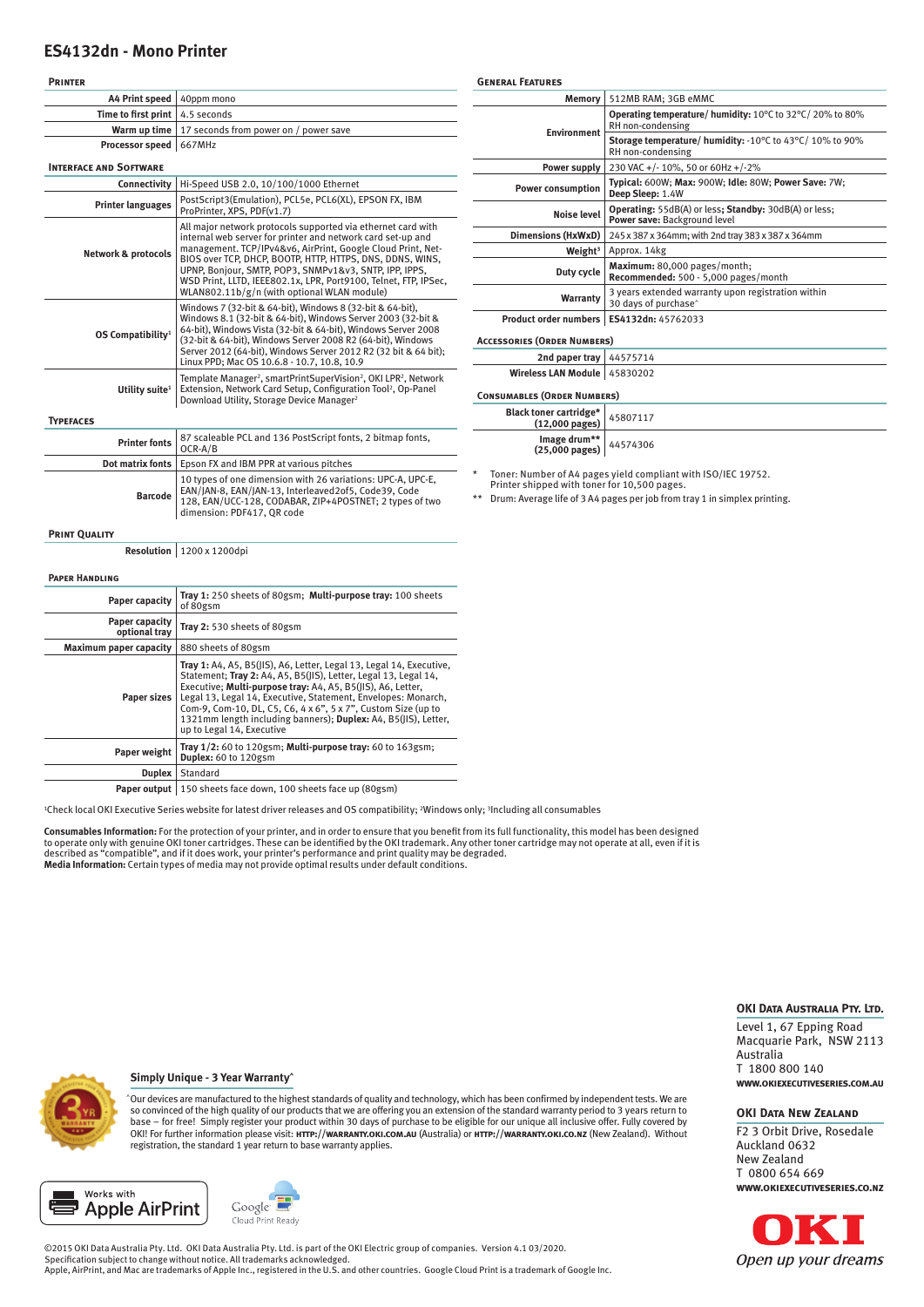# ES4132dn - Mono Printer

## Printer

| | |
|---|---|
| A4 Print speed | 40ppm mono |
| Time to first print | 4.5 seconds |
| Warm up time | 17 seconds from power on / power save |
| Processor speed | 667MHz |

## Interface and Software

| | |
|---|---|
| Connectivity | Hi-Speed USB 2.0, 10/100/1000 Ethernet |
| Printer languages | PostScript3(Emulation), PCL5e, PCL6(XL), EPSON FX, IBM ProPrinter, XPS, PDF(v1.7) |
| Network & protocols | All major network protocols supported via ethernet card with internal web server for printer and network card set-up and management. TCP/IPv4&v6, AirPrint, Google Cloud Print, Net-BIOS over TCP, DHCP, BOOTP, HTTP, HTTPS, DNS, DDNS, WINS, UPNP, Bonjour, SMTP, POP3, SNMPv1&v3, SNTP, IPP, IPPS, WSD Print, LLTD, IEEE802.1x, LPR, Port9100, Telnet, FTP, IPSec, WLAN802.11b/g/n (with optional WLAN module) |
| OS Compatibility[1] | Windows 7 (32-bit & 64-bit), Windows 8 (32-bit & 64-bit), Windows 8.1 (32-bit & 64-bit), Windows Server 2003 (32-bit & 64-bit), Windows Vista (32-bit & 64-bit), Windows Server 2008 (32-bit & 64-bit), Windows Server 2008 R2 (64-bit), Windows Server 2012 (64-bit), Windows Server 2012 R2 (32 bit & 64 bit); Linux PPD; Mac OS 10.6.8 - 10.7, 10.8, 10.9 |
| Utility suite[1] | Template Manager[2], smartPrintSuperVision[2], OKI LPR[2], Network Extension, Network Card Setup, Configuration Tool[2], Op-Panel Download Utility, Storage Device Manager[2] |

## Typefaces

| | |
|---|---|
| Printer fonts | 87 scaleable PCL and 136 PostScript fonts, 2 bitmap fonts, OCR-A/B |
| Dot matrix fonts | Epson FX and IBM PPR at various pitches |
| Barcode | 10 types of one dimension with 26 variations: UPC-A, UPC-E, EAN/JAN-8, EAN/JAN-13, Interleaved2of5, Code39, Code 128, EAN/UCC-128, CODABAR, ZIP+4POSTNET; 2 types of two dimension: PDF417, QR code |

## Print Quality

| | |
|---|---|
| Resolution | 1200 x 1200dpi |

## Paper Handling

| | |
|---|---|
| Paper capacity | **Tray 1:** 250 sheets of 80gsm; **Multi-purpose tray:** 100 sheets of 80gsm |
| Paper capacity optional tray | **Tray 2:** 530 sheets of 80gsm |
| Maximum paper capacity | 880 sheets of 80gsm |
| Paper sizes | **Tray 1:** A4, A5, B5(JIS), A6, Letter, Legal 13, Legal 14, Executive, Statement; **Tray 2:** A4, A5, B5(JIS), Letter, Legal 13, Legal 14, Executive; **Multi-purpose tray:** A4, A5, B5(JIS), A6, Letter, Legal 13, Legal 14, Executive, Statement, Envelopes: Monarch, Com-9, Com-10, DL, C5, C6, 4 x 6", 5 x 7", Custom Size (up to 1321mm length including banners); **Duplex:** A4, B5(JIS), Letter, up to Legal 14, Executive |
| Paper weight | **Tray 1/2:** 60 to 120gsm; **Multi-purpose tray:** 60 to 163gsm; **Duplex:** 60 to 120gsm |
| Duplex | Standard |
| Paper output | 150 sheets face down, 100 sheets face up (80gsm) |

## General Features

| | |
|---|---|
| Memory | 512MB RAM; 3GB eMMC |
| Environment | **Operating temperature/ humidity:** 10°C to 32°C/ 20% to 80% RH non-condensing |
| | **Storage temperature/ humidity:** -10°C to 43°C/ 10% to 90% RH non-condensing |
| Power supply | 230 VAC +/- 10%, 50 or 60Hz +/-2% |
| Power consumption | **Typical:** 600W; **Max:** 900W; **Idle:** 80W; **Power Save:** 7W; **Deep Sleep:** 1.4W |
| Noise level | **Operating:** 55dB(A) or less; **Standby:** 30dB(A) or less; **Power save:** Background level |
| Dimensions (HxWxD) | 245 x 387 x 364mm; with 2nd tray 383 x 387 x 364mm |
| Weight[3] | Approx. 14kg |
| Duty cycle | **Maximum:** 80,000 pages/month; **Recommended:** 500 - 5,000 pages/month |
| Warranty | 3 years extended warranty upon registration within 30 days of purchase^ |
| Product order numbers | **ES4132dn:** 45762033 |

## Accessories (Order Numbers)

| | |
|---|---|
| 2nd paper tray | 44575714 |
| Wireless LAN Module | 45830202 |

## Consumables (Order Numbers)

| | |
|---|---|
| Black toner cartridge* (12,000 pages) | 45807117 |
| Image drum** (25,000 pages) | 44574306 |

\* Toner: Number of A4 pages yield compliant with ISO/IEC 19752. Printer shipped with toner for 10,500 pages.

\*\* Drum: Average life of 3 A4 pages per job from tray 1 in simplex printing.

[1]Check local OKI Executive Series website for latest driver releases and OS compatibility; [2]Windows only; [3]Including all consumables

**Consumables Information:** For the protection of your printer, and in order to ensure that you benefit from its full functionality, this model has been designed to operate only with genuine OKI toner cartridges. These can be identified by the OKI trademark. Any other toner cartridge may not operate at all, even if it is described as "compatible", and if it does work, your printer's performance and print quality may be degraded.
**Media Information:** Certain types of media may not provide optimal results under default conditions.

### Simply Unique - 3 Year Warranty^

^Our devices are manufactured to the highest standards of quality and technology, which has been confirmed by independent tests. We are so convinced of the high quality of our products that we are offering you an extension of the standard warranty period to 3 years return to base – for free! Simply register your product within 30 days of purchase to be eligible for our unique all inclusive offer. Fully covered by OKI! For further information please visit: HTTP://WARRANTY.OKI.COM.AU (Australia) or HTTP://WARRANTY.OKI.CO.NZ (New Zealand). Without registration, the standard 1 year return to base warranty applies.

Works with Apple AirPrint

Google Cloud Print Ready

### OKI Data Australia Pty. Ltd.

Level 1, 67 Epping Road
Macquarie Park, NSW 2113
Australia
T 1800 800 140
WWW.OKIEXECUTIVESERIES.COM.AU

### OKI Data New Zealand

F2 3 Orbit Drive, Rosedale
Auckland 0632
New Zealand
T 0800 654 669
WWW.OKIEXECUTIVESERIES.CO.NZ

OKI
Open up your dreams

©2015 OKI Data Australia Pty. Ltd. OKI Data Australia Pty. Ltd. is part of the OKI Electric group of companies. Version 4.1 03/2020.
Specification subject to change without notice. All trademarks acknowledged.
Apple, AirPrint, and Mac are trademarks of Apple Inc., registered in the U.S. and other countries. Google Cloud Print is a trademark of Google Inc.